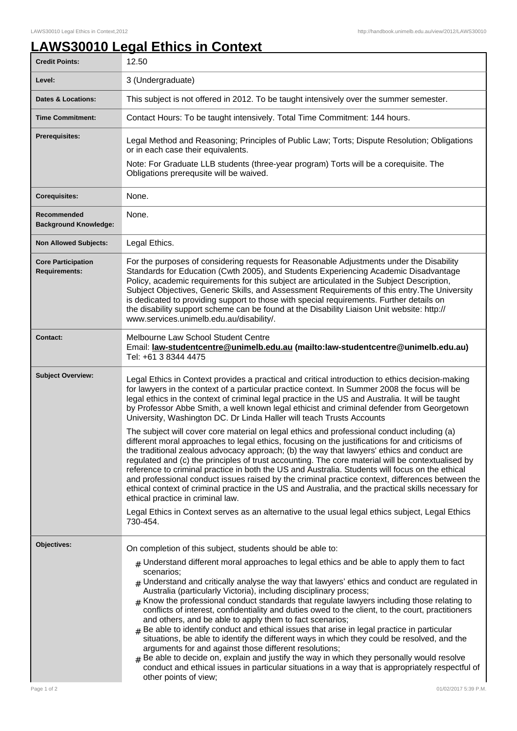# LAWS30010 Legal Ethics in Context

| | |
|---|---|
| **Credit Points:** | 12.50 |
| **Level:** | 3 (Undergraduate) |
| **Dates & Locations:** | This subject is not offered in 2012. To be taught intensively over the summer semester. |
| **Time Commitment:** | Contact Hours: To be taught intensively. Total Time Commitment: 144 hours. |
| **Prerequisites:** | Legal Method and Reasoning; Principles of Public Law; Torts; Dispute Resolution; Obligations or in each case their equivalents.<br><br>Note: For Graduate LLB students (three-year program) Torts will be a corequisite. The Obligations prerequsite will be waived. |
| **Corequisites:** | None. |
| **Recommended Background Knowledge:** | None. |
| **Non Allowed Subjects:** | Legal Ethics. |
| **Core Participation Requirements:** | For the purposes of considering requests for Reasonable Adjustments under the Disability Standards for Education (Cwth 2005), and Students Experiencing Academic Disadvantage Policy, academic requirements for this subject are articulated in the Subject Description, Subject Objectives, Generic Skills, and Assessment Requirements of this entry.The University is dedicated to providing support to those with special requirements. Further details on the disability support scheme can be found at the Disability Liaison Unit website: http://www.services.unimelb.edu.au/disability/. |
| **Contact:** | Melbourne Law School Student Centre<br>Email: **law-studentcentre@unimelb.edu.au (mailto:law-studentcentre@unimelb.edu.au)**<br>Tel: +61 3 8344 4475 |
| **Subject Overview:** | Legal Ethics in Context provides a practical and critical introduction to ethics decision-making for lawyers in the context of a particular practice context. In Summer 2008 the focus will be legal ethics in the context of criminal legal practice in the US and Australia. It will be taught by Professor Abbe Smith, a well known legal ethicist and criminal defender from Georgetown University, Washington DC. Dr Linda Haller will teach Trusts Accounts<br><br>The subject will cover core material on legal ethics and professional conduct including (a) different moral approaches to legal ethics, focusing on the justifications for and criticisms of the traditional zealous advocacy approach; (b) the way that lawyers' ethics and conduct are regulated and (c) the principles of trust accounting. The core material will be contextualised by reference to criminal practice in both the US and Australia. Students will focus on the ethical and professional conduct issues raised by the criminal practice context, differences between the ethical context of criminal practice in the US and Australia, and the practical skills necessary for ethical practice in criminal law.<br><br>Legal Ethics in Context serves as an alternative to the usual legal ethics subject, Legal Ethics 730-454. |
| **Objectives:** | On completion of this subject, students should be able to:<br><br># Understand different moral approaches to legal ethics and be able to apply them to fact scenarios;<br># Understand and critically analyse the way that lawyers' ethics and conduct are regulated in Australia (particularly Victoria), including disciplinary process;<br># Know the professional conduct standards that regulate lawyers including those relating to conflicts of interest, confidentiality and duties owed to the client, to the court, practitioners and others, and be able to apply them to fact scenarios;<br># Be able to identify conduct and ethical issues that arise in legal practice in particular situations, be able to identify the different ways in which they could be resolved, and the arguments for and against those different resolutions;<br># Be able to decide on, explain and justify the way in which they personally would resolve conduct and ethical issues in particular situations in a way that is appropriately respectful of other points of view; |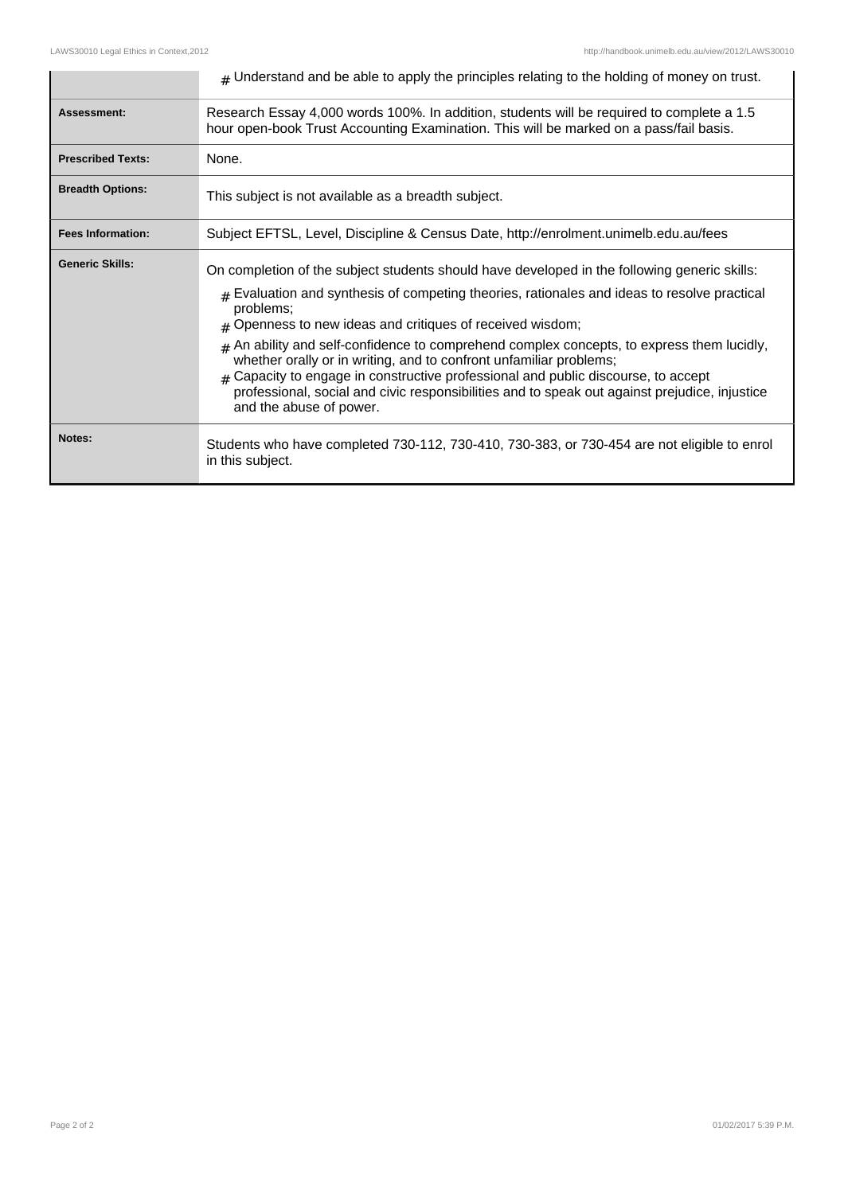| | |
|---|---|
| | # Understand and be able to apply the principles relating to the holding of money on trust. |
| **Assessment:** | Research Essay 4,000 words 100%. In addition, students will be required to complete a 1.5 hour open-book Trust Accounting Examination. This will be marked on a pass/fail basis. |
| **Prescribed Texts:** | None. |
| **Breadth Options:** | This subject is not available as a breadth subject. |
| **Fees Information:** | Subject EFTSL, Level, Discipline & Census Date, http://enrolment.unimelb.edu.au/fees |
| **Generic Skills:** | On completion of the subject students should have developed in the following generic skills: # Evaluation and synthesis of competing theories, rationales and ideas to resolve practical problems; # Openness to new ideas and critiques of received wisdom; # An ability and self-confidence to comprehend complex concepts, to express them lucidly, whether orally or in writing, and to confront unfamiliar problems; # Capacity to engage in constructive professional and public discourse, to accept professional, social and civic responsibilities and to speak out against prejudice, injustice and the abuse of power. |
| **Notes:** | Students who have completed 730-112, 730-410, 730-383, or 730-454 are not eligible to enrol in this subject. |